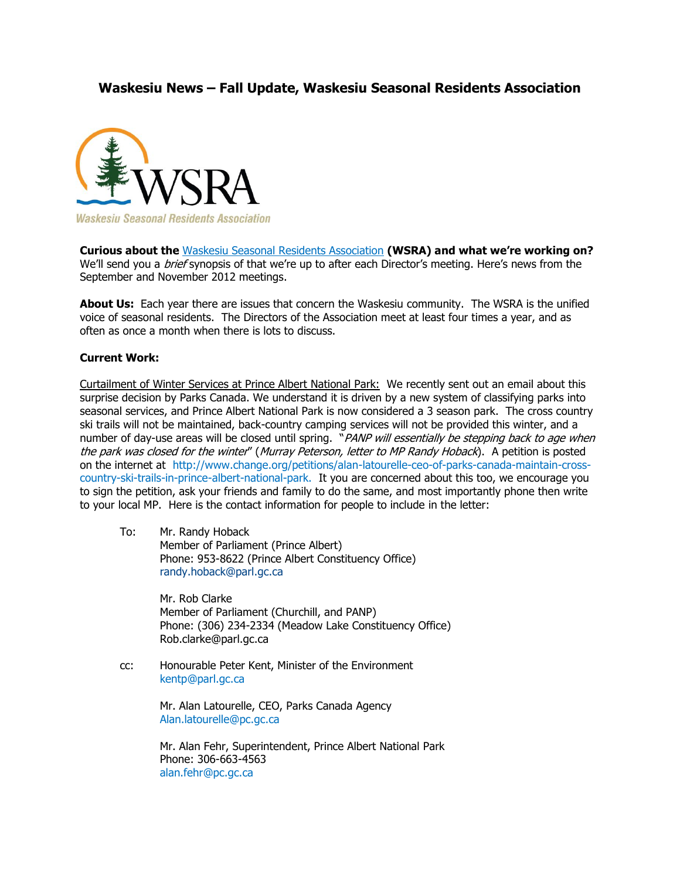# Waskesiu News – Fall Update, Waskesiu Seasonal Residents Association

WSRA

Waskesiu Seasonal Residents Association

**Curious about the** Waskesiu Seasonal Residents Association **(WSRA) and what we're working on?** We'll send you a *brief* synopsis of that we're up to after each Director's meeting. Here's news from the September and November 2012 meetings.

**About Us:** Each year there are issues that concern the Waskesiu community. The WSRA is the unified voice of seasonal residents. The Directors of the Association meet at least four times a year, and as often as once a month when there is lots to discuss.

**Current Work:**

Curtailment of Winter Services at Prince Albert National Park: We recently sent out an email about this surprise decision by Parks Canada. We understand it is driven by a new system of classifying parks into seasonal services, and Prince Albert National Park is now considered a 3 season park. The cross country ski trails will not be maintained, back-country camping services will not be provided this winter, and a number of day-use areas will be closed until spring. "*PANP will essentially be stepping back to age when the park was closed for the winter*" (*Murray Peterson, letter to MP Randy Hoback*). A petition is posted on the internet at http://www.change.org/petitions/alan-latourelle-ceo-of-parks-canada-maintain-cross-country-ski-trails-in-prince-albert-national-park. It you are concerned about this too, we encourage you to sign the petition, ask your friends and family to do the same, and most importantly phone then write to your local MP. Here is the contact information for people to include in the letter:

To: Mr. Randy Hoback
Member of Parliament (Prince Albert)
Phone: 953-8622 (Prince Albert Constituency Office)
randy.hoback@parl.gc.ca

Mr. Rob Clarke
Member of Parliament (Churchill, and PANP)
Phone: (306) 234-2334 (Meadow Lake Constituency Office)
Rob.clarke@parl.gc.ca

cc: Honourable Peter Kent, Minister of the Environment
kentp@parl.gc.ca

Mr. Alan Latourelle, CEO, Parks Canada Agency
Alan.latourelle@pc.gc.ca

Mr. Alan Fehr, Superintendent, Prince Albert National Park
Phone: 306-663-4563
alan.fehr@pc.gc.ca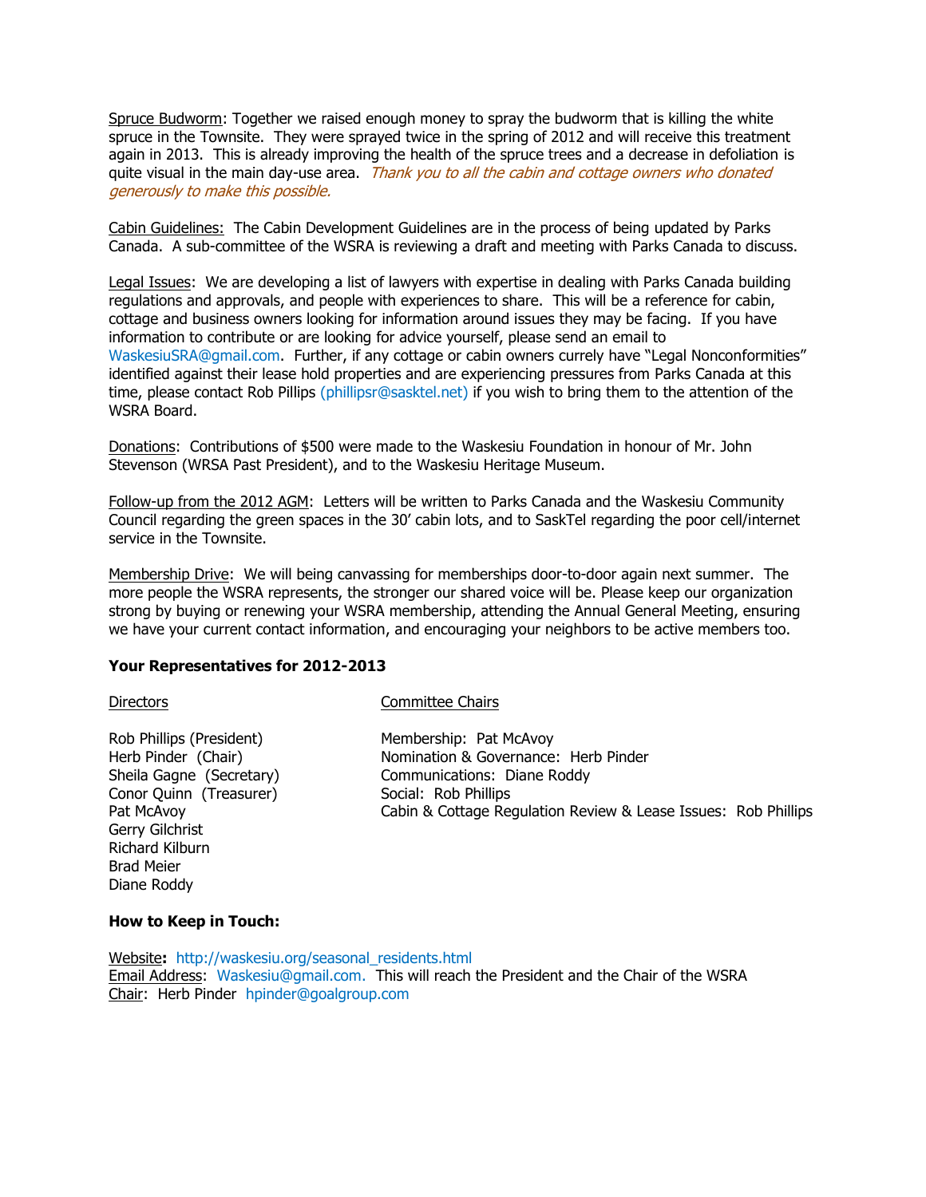Spruce Budworm: Together we raised enough money to spray the budworm that is killing the white spruce in the Townsite. They were sprayed twice in the spring of 2012 and will receive this treatment again in 2013. This is already improving the health of the spruce trees and a decrease in defoliation is quite visual in the main day-use area. *Thank you to all the cabin and cottage owners who donated generously to make this possible.*

Cabin Guidelines: The Cabin Development Guidelines are in the process of being updated by Parks Canada. A sub-committee of the WSRA is reviewing a draft and meeting with Parks Canada to discuss.

Legal Issues: We are developing a list of lawyers with expertise in dealing with Parks Canada building regulations and approvals, and people with experiences to share. This will be a reference for cabin, cottage and business owners looking for information around issues they may be facing. If you have information to contribute or are looking for advice yourself, please send an email to WaskesiuSRA@gmail.com. Further, if any cottage or cabin owners curely have "Legal Nonconformities" identified against their lease hold properties and are experiencing pressures from Parks Canada at this time, please contact Rob Pillips (phillipsr@sasktel.net) if you wish to bring them to the attention of the WSRA Board.

Donations: Contributions of $500 were made to the Waskesiu Foundation in honour of Mr. John Stevenson (WRSA Past President), and to the Waskesiu Heritage Museum.

Follow-up from the 2012 AGM: Letters will be written to Parks Canada and the Waskesiu Community Council regarding the green spaces in the 30' cabin lots, and to SaskTel regarding the poor cell/internet service in the Townsite.

Membership Drive: We will being canvassing for memberships door-to-door again next summer. The more people the WSRA represents, the stronger our shared voice will be. Please keep our organization strong by buying or renewing your WSRA membership, attending the Annual General Meeting, ensuring we have your current contact information, and encouraging your neighbors to be active members too.

**Your Representatives for 2012-2013**

Directors

Rob Phillips (President)
Herb Pinder (Chair)
Sheila Gagne (Secretary)
Conor Quinn (Treasurer)
Pat McAvoy
Gerry Gilchrist
Richard Kilburn
Brad Meier
Diane Roddy

Committee Chairs

Membership: Pat McAvoy
Nomination & Governance: Herb Pinder
Communications: Diane Roddy
Social: Rob Phillips
Cabin & Cottage Regulation Review & Lease Issues: Rob Phillips

**How to Keep in Touch:**

Website**:** http://waskesiu.org/seasonal_residents.html
Email Address: Waskesiu@gmail.com. This will reach the President and the Chair of the WSRA
Chair: Herb Pinder hpinder@goalgroup.com